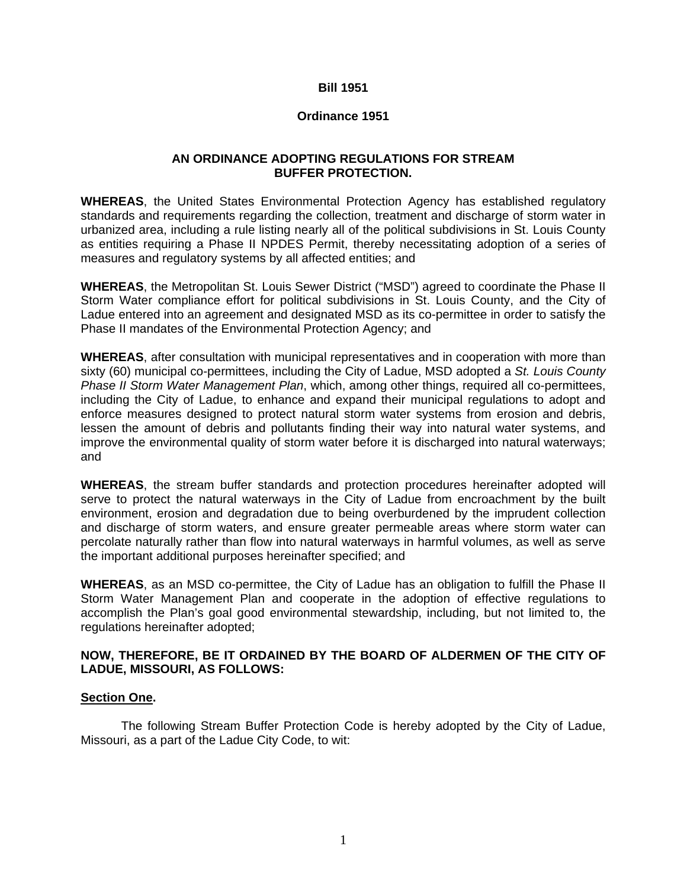**Bill 1951**

**Ordinance 1951**

**AN ORDINANCE ADOPTING REGULATIONS FOR STREAM BUFFER PROTECTION.**

**WHEREAS**, the United States Environmental Protection Agency has established regulatory standards and requirements regarding the collection, treatment and discharge of storm water in urbanized area, including a rule listing nearly all of the political subdivisions in St. Louis County as entities requiring a Phase II NPDES Permit, thereby necessitating adoption of a series of measures and regulatory systems by all affected entities; and

**WHEREAS**, the Metropolitan St. Louis Sewer District ("MSD") agreed to coordinate the Phase II Storm Water compliance effort for political subdivisions in St. Louis County, and the City of Ladue entered into an agreement and designated MSD as its co-permittee in order to satisfy the Phase II mandates of the Environmental Protection Agency; and

**WHEREAS**, after consultation with municipal representatives and in cooperation with more than sixty (60) municipal co-permittees, including the City of Ladue, MSD adopted a *St. Louis County Phase II Storm Water Management Plan*, which, among other things, required all co-permittees, including the City of Ladue, to enhance and expand their municipal regulations to adopt and enforce measures designed to protect natural storm water systems from erosion and debris, lessen the amount of debris and pollutants finding their way into natural water systems, and improve the environmental quality of storm water before it is discharged into natural waterways; and

**WHEREAS**, the stream buffer standards and protection procedures hereinafter adopted will serve to protect the natural waterways in the City of Ladue from encroachment by the built environment, erosion and degradation due to being overburdened by the imprudent collection and discharge of storm waters, and ensure greater permeable areas where storm water can percolate naturally rather than flow into natural waterways in harmful volumes, as well as serve the important additional purposes hereinafter specified; and

**WHEREAS**, as an MSD co-permittee, the City of Ladue has an obligation to fulfill the Phase II Storm Water Management Plan and cooperate in the adoption of effective regulations to accomplish the Plan's goal good environmental stewardship, including, but not limited to, the regulations hereinafter adopted;

**NOW, THEREFORE, BE IT ORDAINED BY THE BOARD OF ALDERMEN OF THE CITY OF LADUE, MISSOURI, AS FOLLOWS:**

**<u>Section One</u>.**

The following Stream Buffer Protection Code is hereby adopted by the City of Ladue, Missouri, as a part of the Ladue City Code, to wit: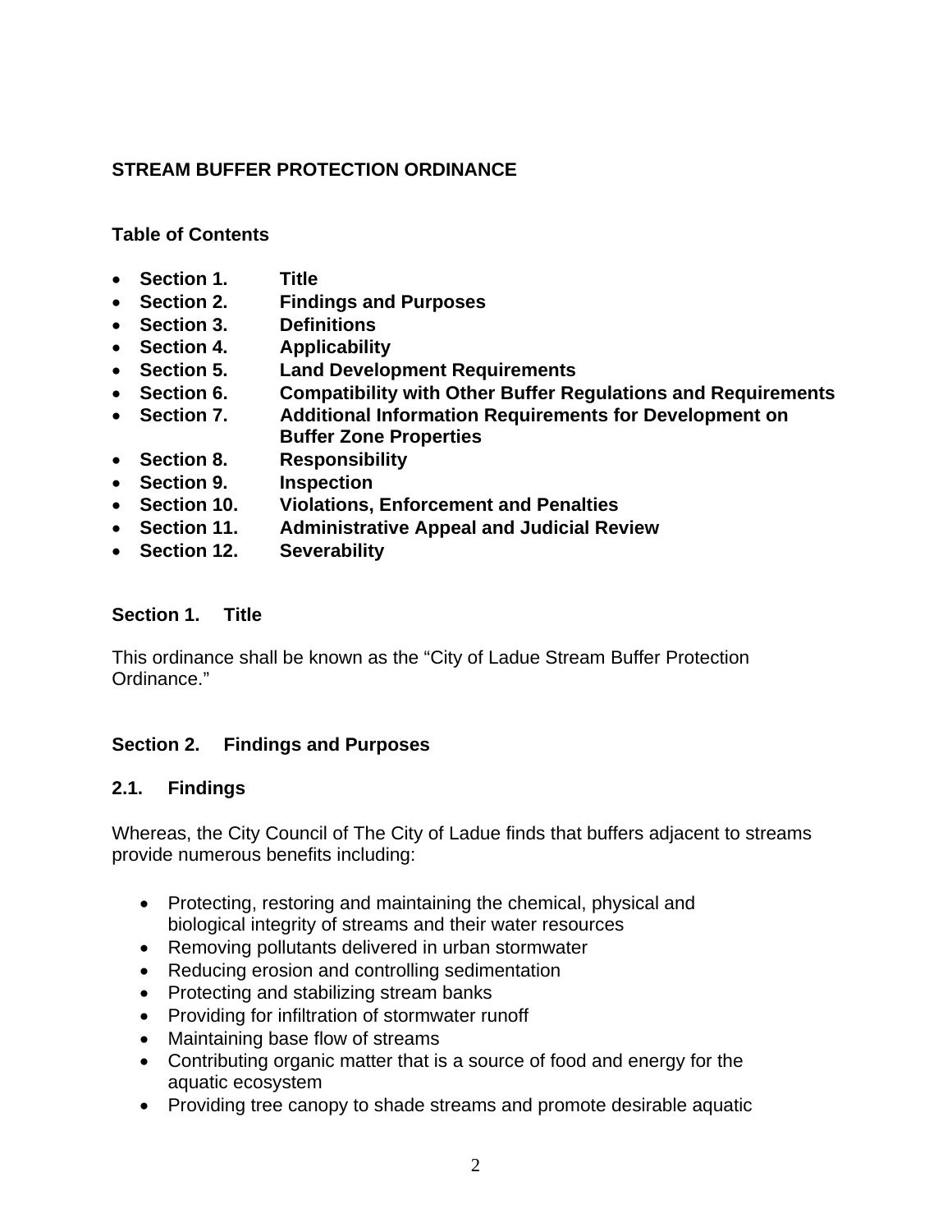# STREAM BUFFER PROTECTION ORDINANCE

**Table of Contents**

- **Section 1. Title**
- **Section 2. Findings and Purposes**
- **Section 3. Definitions**
- **Section 4. Applicability**
- **Section 5. Land Development Requirements**
- **Section 6. Compatibility with Other Buffer Regulations and Requirements**
- **Section 7. Additional Information Requirements for Development on Buffer Zone Properties**
- **Section 8. Responsibility**
- **Section 9. Inspection**
- **Section 10. Violations, Enforcement and Penalties**
- **Section 11. Administrative Appeal and Judicial Review**
- **Section 12. Severability**

## Section 1. Title

This ordinance shall be known as the "City of Ladue Stream Buffer Protection Ordinance."

## Section 2. Findings and Purposes

### 2.1. Findings

Whereas, the City Council of The City of Ladue finds that buffers adjacent to streams provide numerous benefits including:

- Protecting, restoring and maintaining the chemical, physical and biological integrity of streams and their water resources
- Removing pollutants delivered in urban stormwater
- Reducing erosion and controlling sedimentation
- Protecting and stabilizing stream banks
- Providing for infiltration of stormwater runoff
- Maintaining base flow of streams
- Contributing organic matter that is a source of food and energy for the aquatic ecosystem
- Providing tree canopy to shade streams and promote desirable aquatic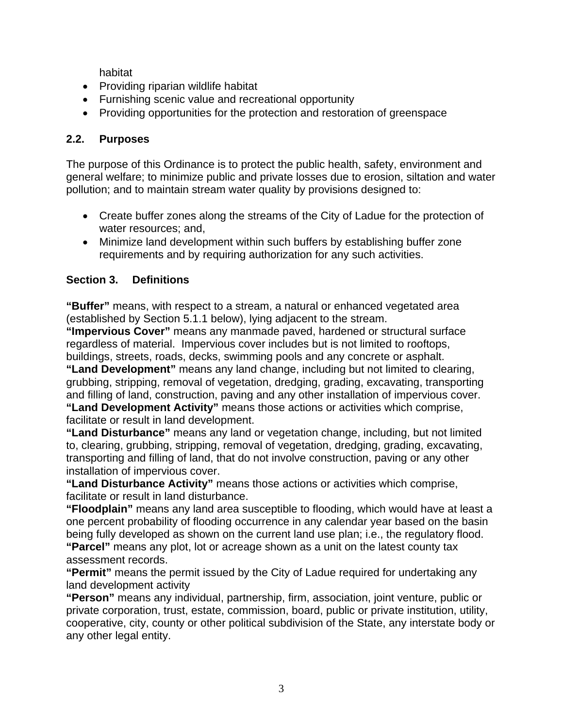habitat

- Providing riparian wildlife habitat
- Furnishing scenic value and recreational opportunity
- Providing opportunities for the protection and restoration of greenspace

## 2.2. Purposes

The purpose of this Ordinance is to protect the public health, safety, environment and general welfare; to minimize public and private losses due to erosion, siltation and water pollution; and to maintain stream water quality by provisions designed to:

- Create buffer zones along the streams of the City of Ladue for the protection of water resources; and,
- Minimize land development within such buffers by establishing buffer zone requirements and by requiring authorization for any such activities.

## Section 3. Definitions

**"Buffer"** means, with respect to a stream, a natural or enhanced vegetated area (established by Section 5.1.1 below), lying adjacent to the stream.

**"Impervious Cover"** means any manmade paved, hardened or structural surface regardless of material. Impervious cover includes but is not limited to rooftops, buildings, streets, roads, decks, swimming pools and any concrete or asphalt.

**"Land Development"** means any land change, including but not limited to clearing, grubbing, stripping, removal of vegetation, dredging, grading, excavating, transporting and filling of land, construction, paving and any other installation of impervious cover.

**"Land Development Activity"** means those actions or activities which comprise, facilitate or result in land development.

**"Land Disturbance"** means any land or vegetation change, including, but not limited to, clearing, grubbing, stripping, removal of vegetation, dredging, grading, excavating, transporting and filling of land, that do not involve construction, paving or any other installation of impervious cover.

**"Land Disturbance Activity"** means those actions or activities which comprise, facilitate or result in land disturbance.

**"Floodplain"** means any land area susceptible to flooding, which would have at least a one percent probability of flooding occurrence in any calendar year based on the basin being fully developed as shown on the current land use plan; i.e., the regulatory flood.

**"Parcel"** means any plot, lot or acreage shown as a unit on the latest county tax assessment records.

**"Permit"** means the permit issued by the City of Ladue required for undertaking any land development activity

**"Person"** means any individual, partnership, firm, association, joint venture, public or private corporation, trust, estate, commission, board, public or private institution, utility, cooperative, city, county or other political subdivision of the State, any interstate body or any other legal entity.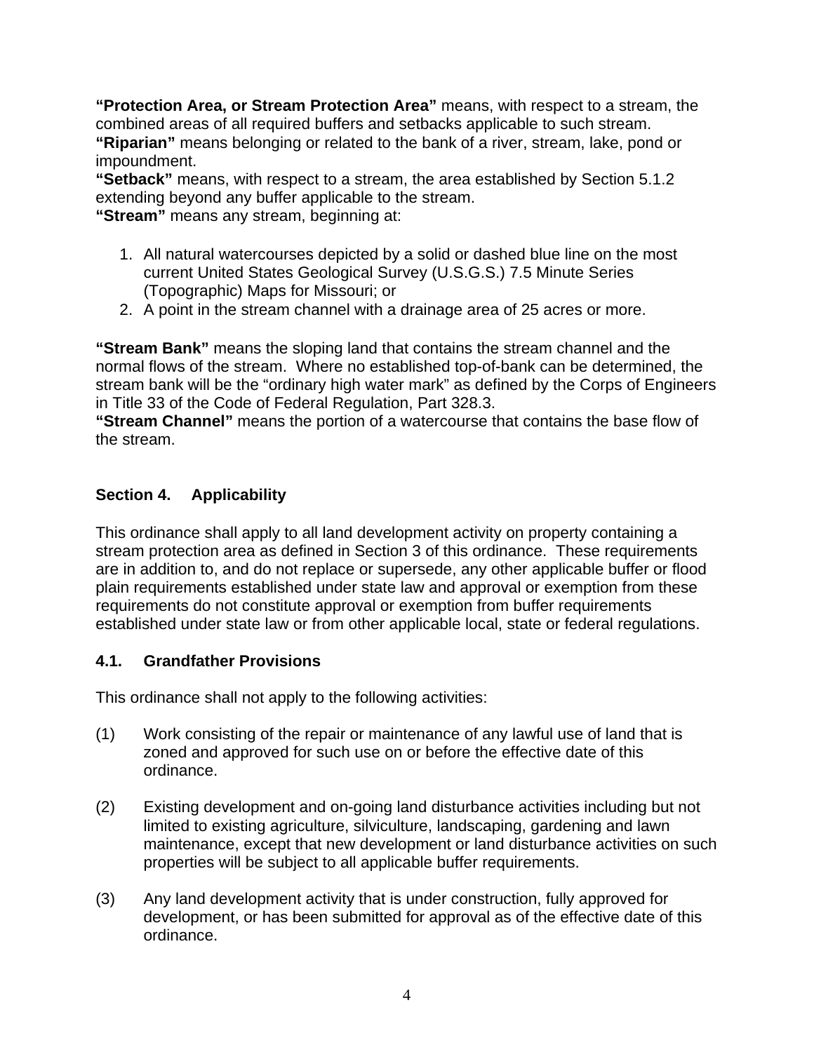**“Protection Area, or Stream Protection Area”** means, with respect to a stream, the combined areas of all required buffers and setbacks applicable to such stream.
**“Riparian”** means belonging or related to the bank of a river, stream, lake, pond or impoundment.
**“Setback”** means, with respect to a stream, the area established by Section 5.1.2 extending beyond any buffer applicable to the stream.
**“Stream”** means any stream, beginning at:

1. All natural watercourses depicted by a solid or dashed blue line on the most current United States Geological Survey (U.S.G.S.) 7.5 Minute Series (Topographic) Maps for Missouri; or
2. A point in the stream channel with a drainage area of 25 acres or more.

**“Stream Bank”** means the sloping land that contains the stream channel and the normal flows of the stream. Where no established top-of-bank can be determined, the stream bank will be the “ordinary high water mark” as defined by the Corps of Engineers in Title 33 of the Code of Federal Regulation, Part 328.3.
**“Stream Channel”** means the portion of a watercourse that contains the base flow of the stream.

## Section 4. Applicability

This ordinance shall apply to all land development activity on property containing a stream protection area as defined in Section 3 of this ordinance. These requirements are in addition to, and do not replace or supersede, any other applicable buffer or flood plain requirements established under state law and approval or exemption from these requirements do not constitute approval or exemption from buffer requirements established under state law or from other applicable local, state or federal regulations.

### 4.1. Grandfather Provisions

This ordinance shall not apply to the following activities:

(1) Work consisting of the repair or maintenance of any lawful use of land that is zoned and approved for such use on or before the effective date of this ordinance.

(2) Existing development and on-going land disturbance activities including but not limited to existing agriculture, silviculture, landscaping, gardening and lawn maintenance, except that new development or land disturbance activities on such properties will be subject to all applicable buffer requirements.

(3) Any land development activity that is under construction, fully approved for development, or has been submitted for approval as of the effective date of this ordinance.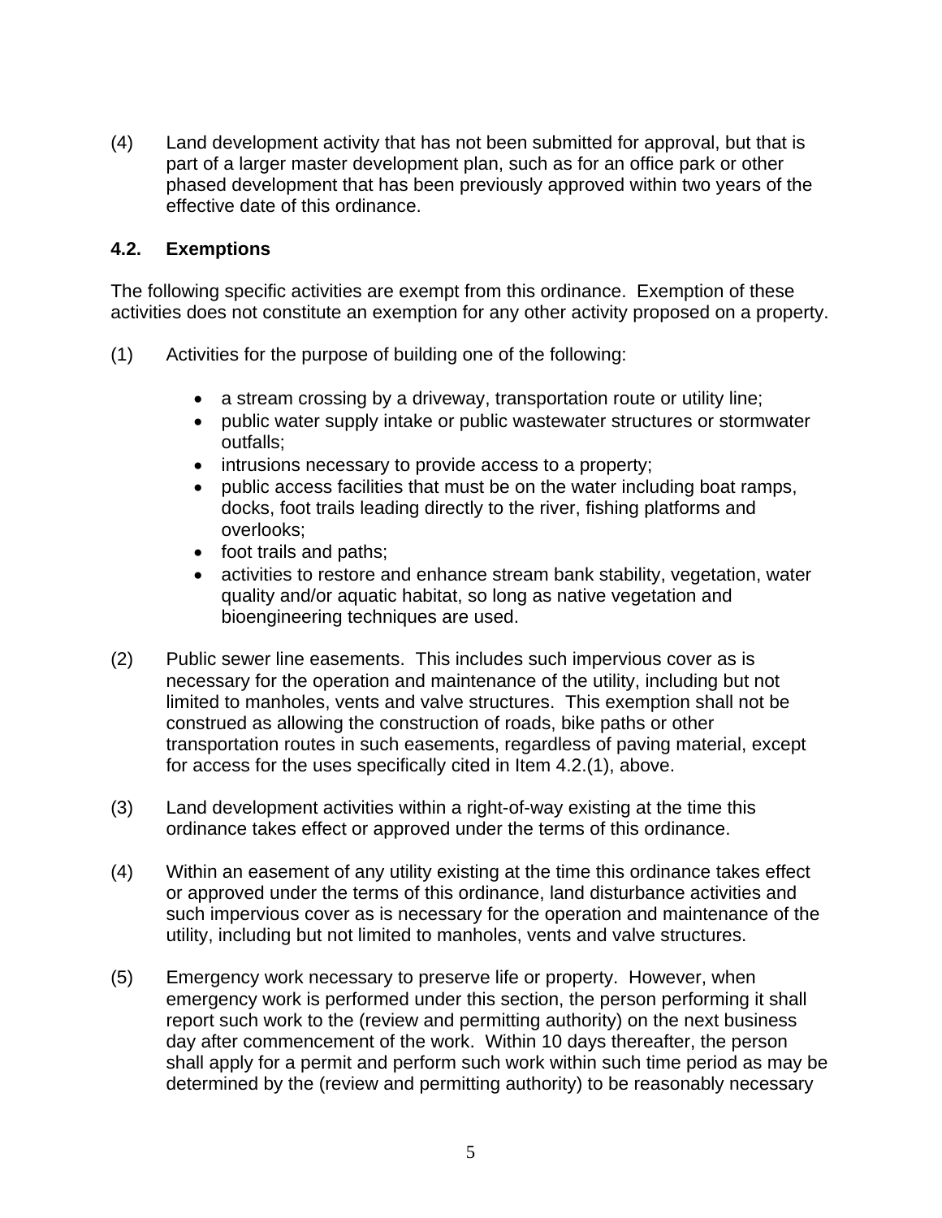(4) Land development activity that has not been submitted for approval, but that is part of a larger master development plan, such as for an office park or other phased development that has been previously approved within two years of the effective date of this ordinance.

### 4.2. Exemptions

The following specific activities are exempt from this ordinance. Exemption of these activities does not constitute an exemption for any other activity proposed on a property.

(1) Activities for the purpose of building one of the following:

- a stream crossing by a driveway, transportation route or utility line;
- public water supply intake or public wastewater structures or stormwater outfalls;
- intrusions necessary to provide access to a property;
- public access facilities that must be on the water including boat ramps, docks, foot trails leading directly to the river, fishing platforms and overlooks;
- foot trails and paths;
- activities to restore and enhance stream bank stability, vegetation, water quality and/or aquatic habitat, so long as native vegetation and bioengineering techniques are used.

(2) Public sewer line easements. This includes such impervious cover as is necessary for the operation and maintenance of the utility, including but not limited to manholes, vents and valve structures. This exemption shall not be construed as allowing the construction of roads, bike paths or other transportation routes in such easements, regardless of paving material, except for access for the uses specifically cited in Item 4.2.(1), above.

(3) Land development activities within a right-of-way existing at the time this ordinance takes effect or approved under the terms of this ordinance.

(4) Within an easement of any utility existing at the time this ordinance takes effect or approved under the terms of this ordinance, land disturbance activities and such impervious cover as is necessary for the operation and maintenance of the utility, including but not limited to manholes, vents and valve structures.

(5) Emergency work necessary to preserve life or property. However, when emergency work is performed under this section, the person performing it shall report such work to the (review and permitting authority) on the next business day after commencement of the work. Within 10 days thereafter, the person shall apply for a permit and perform such work within such time period as may be determined by the (review and permitting authority) to be reasonably necessary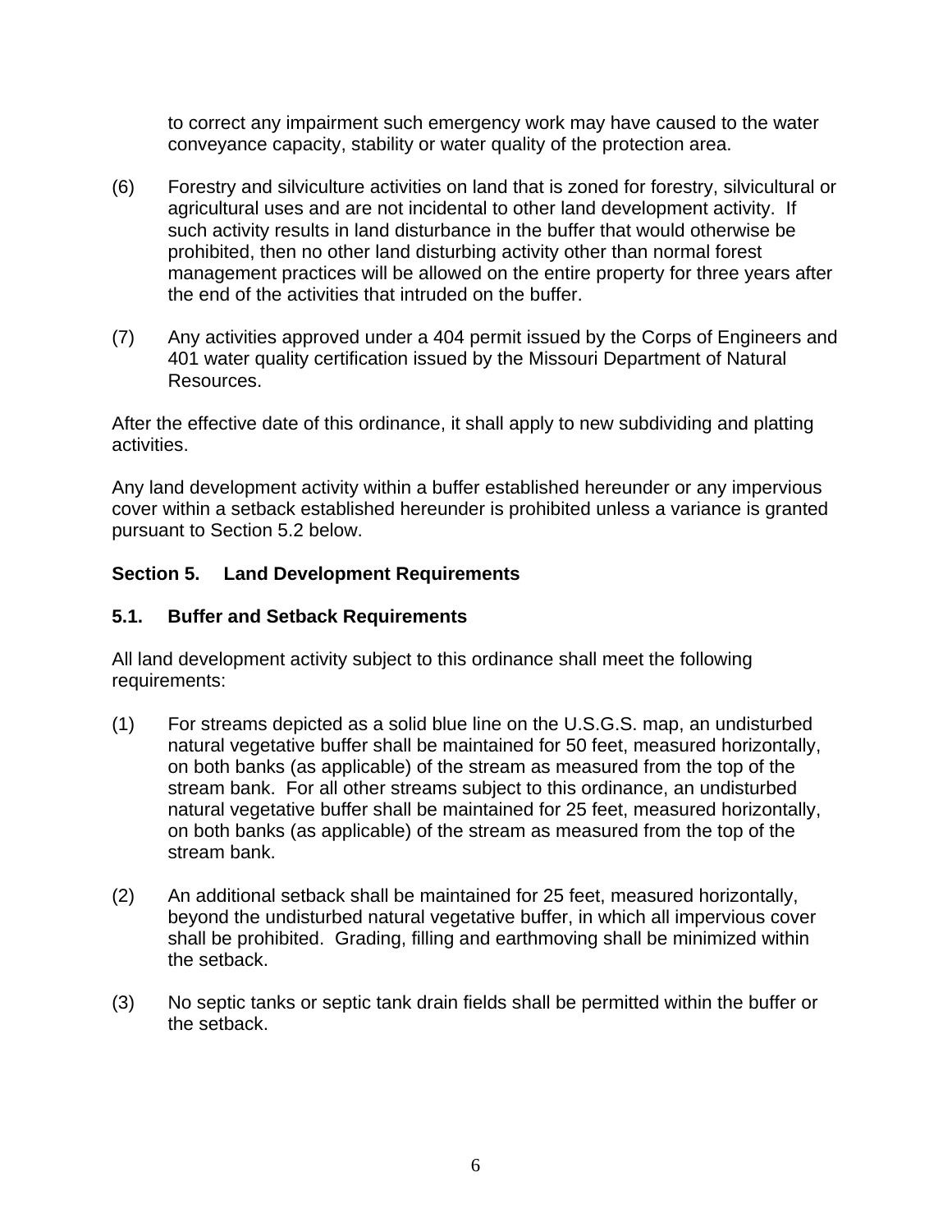to correct any impairment such emergency work may have caused to the water conveyance capacity, stability or water quality of the protection area.

(6) Forestry and silviculture activities on land that is zoned for forestry, silvicultural or agricultural uses and are not incidental to other land development activity. If such activity results in land disturbance in the buffer that would otherwise be prohibited, then no other land disturbing activity other than normal forest management practices will be allowed on the entire property for three years after the end of the activities that intruded on the buffer.

(7) Any activities approved under a 404 permit issued by the Corps of Engineers and 401 water quality certification issued by the Missouri Department of Natural Resources.

After the effective date of this ordinance, it shall apply to new subdividing and platting activities.

Any land development activity within a buffer established hereunder or any impervious cover within a setback established hereunder is prohibited unless a variance is granted pursuant to Section 5.2 below.

## Section 5. Land Development Requirements

### 5.1. Buffer and Setback Requirements

All land development activity subject to this ordinance shall meet the following requirements:

(1) For streams depicted as a solid blue line on the U.S.G.S. map, an undisturbed natural vegetative buffer shall be maintained for 50 feet, measured horizontally, on both banks (as applicable) of the stream as measured from the top of the stream bank. For all other streams subject to this ordinance, an undisturbed natural vegetative buffer shall be maintained for 25 feet, measured horizontally, on both banks (as applicable) of the stream as measured from the top of the stream bank.

(2) An additional setback shall be maintained for 25 feet, measured horizontally, beyond the undisturbed natural vegetative buffer, in which all impervious cover shall be prohibited. Grading, filling and earthmoving shall be minimized within the setback.

(3) No septic tanks or septic tank drain fields shall be permitted within the buffer or the setback.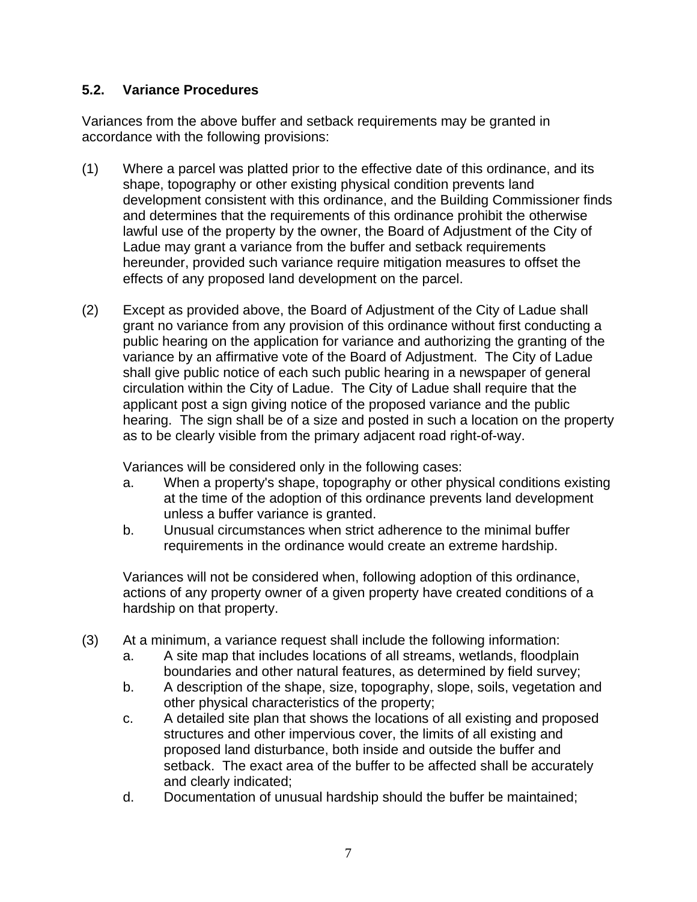### 5.2. Variance Procedures

Variances from the above buffer and setback requirements may be granted in accordance with the following provisions:

(1) Where a parcel was platted prior to the effective date of this ordinance, and its shape, topography or other existing physical condition prevents land development consistent with this ordinance, and the Building Commissioner finds and determines that the requirements of this ordinance prohibit the otherwise lawful use of the property by the owner, the Board of Adjustment of the City of Ladue may grant a variance from the buffer and setback requirements hereunder, provided such variance require mitigation measures to offset the effects of any proposed land development on the parcel.

(2) Except as provided above, the Board of Adjustment of the City of Ladue shall grant no variance from any provision of this ordinance without first conducting a public hearing on the application for variance and authorizing the granting of the variance by an affirmative vote of the Board of Adjustment. The City of Ladue shall give public notice of each such public hearing in a newspaper of general circulation within the City of Ladue. The City of Ladue shall require that the applicant post a sign giving notice of the proposed variance and the public hearing. The sign shall be of a size and posted in such a location on the property as to be clearly visible from the primary adjacent road right-of-way.

    Variances will be considered only in the following cases:

    a. When a property's shape, topography or other physical conditions existing at the time of the adoption of this ordinance prevents land development unless a buffer variance is granted.
    b. Unusual circumstances when strict adherence to the minimal buffer requirements in the ordinance would create an extreme hardship.

    Variances will not be considered when, following adoption of this ordinance, actions of any property owner of a given property have created conditions of a hardship on that property.

(3) At a minimum, a variance request shall include the following information:

    a. A site map that includes locations of all streams, wetlands, floodplain boundaries and other natural features, as determined by field survey;
    b. A description of the shape, size, topography, slope, soils, vegetation and other physical characteristics of the property;
    c. A detailed site plan that shows the locations of all existing and proposed structures and other impervious cover, the limits of all existing and proposed land disturbance, both inside and outside the buffer and setback. The exact area of the buffer to be affected shall be accurately and clearly indicated;
    d. Documentation of unusual hardship should the buffer be maintained;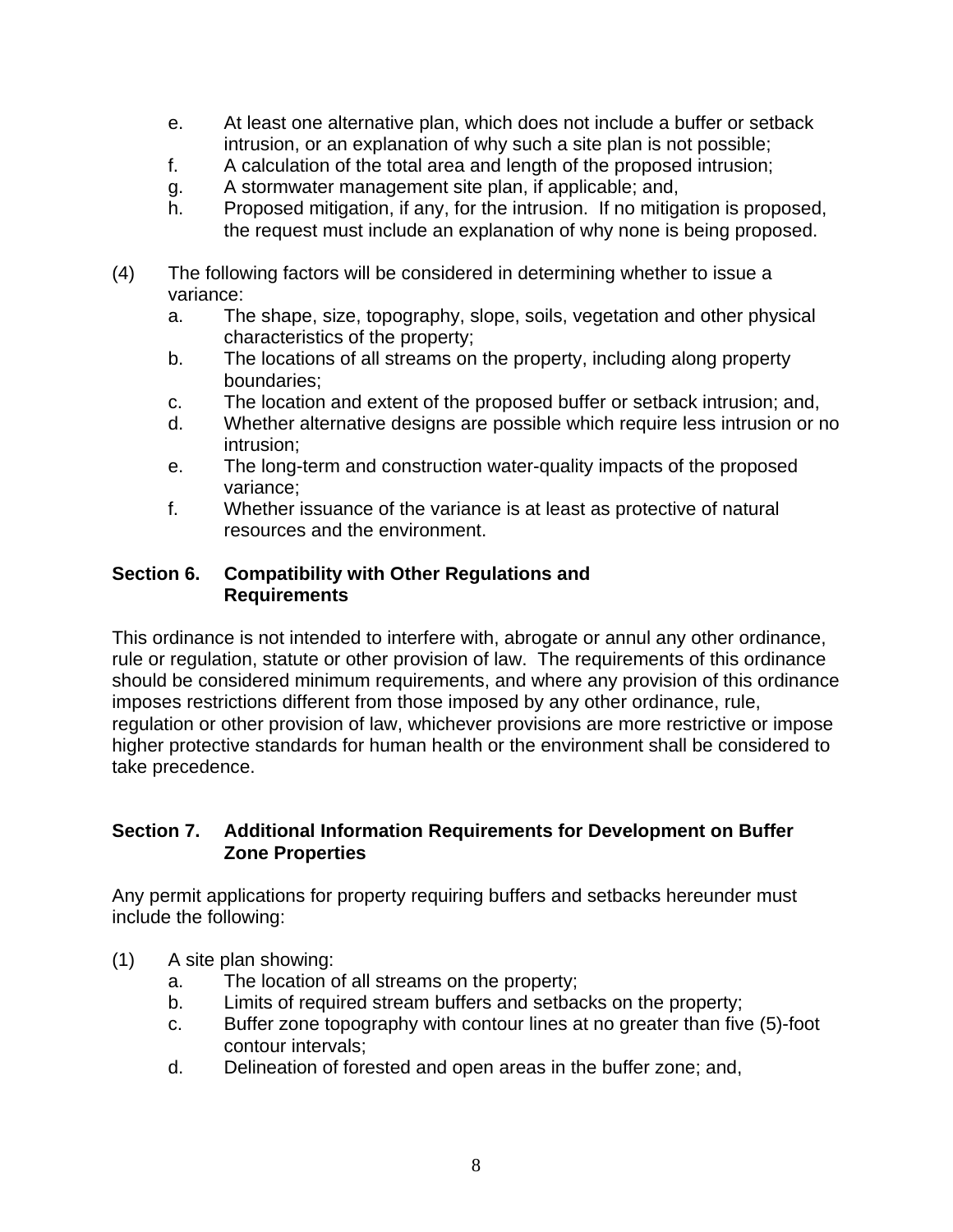e. At least one alternative plan, which does not include a buffer or setback intrusion, or an explanation of why such a site plan is not possible;
f. A calculation of the total area and length of the proposed intrusion;
g. A stormwater management site plan, if applicable; and,
h. Proposed mitigation, if any, for the intrusion. If no mitigation is proposed, the request must include an explanation of why none is being proposed.

(4) The following factors will be considered in determining whether to issue a variance:
   a. The shape, size, topography, slope, soils, vegetation and other physical characteristics of the property;
   b. The locations of all streams on the property, including along property boundaries;
   c. The location and extent of the proposed buffer or setback intrusion; and,
   d. Whether alternative designs are possible which require less intrusion or no intrusion;
   e. The long-term and construction water-quality impacts of the proposed variance;
   f. Whether issuance of the variance is at least as protective of natural resources and the environment.

**Section 6. Compatibility with Other Regulations and Requirements**

This ordinance is not intended to interfere with, abrogate or annul any other ordinance, rule or regulation, statute or other provision of law. The requirements of this ordinance should be considered minimum requirements, and where any provision of this ordinance imposes restrictions different from those imposed by any other ordinance, rule, regulation or other provision of law, whichever provisions are more restrictive or impose higher protective standards for human health or the environment shall be considered to take precedence.

**Section 7. Additional Information Requirements for Development on Buffer Zone Properties**

Any permit applications for property requiring buffers and setbacks hereunder must include the following:

(1) A site plan showing:
   a. The location of all streams on the property;
   b. Limits of required stream buffers and setbacks on the property;
   c. Buffer zone topography with contour lines at no greater than five (5)-foot contour intervals;
   d. Delineation of forested and open areas in the buffer zone; and,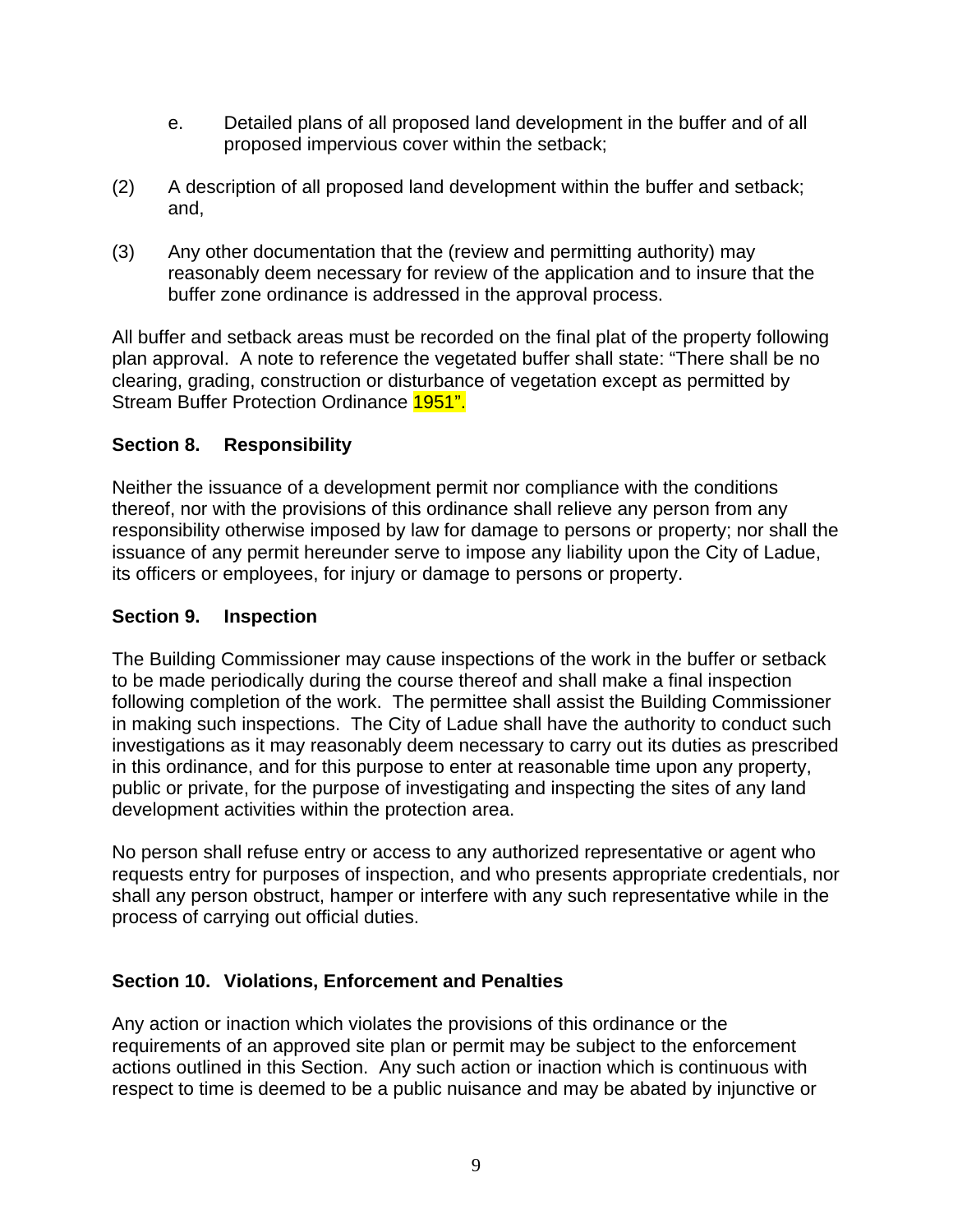e. Detailed plans of all proposed land development in the buffer and of all proposed impervious cover within the setback;

(2) A description of all proposed land development within the buffer and setback; and,

(3) Any other documentation that the (review and permitting authority) may reasonably deem necessary for review of the application and to insure that the buffer zone ordinance is addressed in the approval process.

All buffer and setback areas must be recorded on the final plat of the property following plan approval. A note to reference the vegetated buffer shall state: "There shall be no clearing, grading, construction or disturbance of vegetation except as permitted by Stream Buffer Protection Ordinance 1951".

### Section 8. Responsibility

Neither the issuance of a development permit nor compliance with the conditions thereof, nor with the provisions of this ordinance shall relieve any person from any responsibility otherwise imposed by law for damage to persons or property; nor shall the issuance of any permit hereunder serve to impose any liability upon the City of Ladue, its officers or employees, for injury or damage to persons or property.

### Section 9. Inspection

The Building Commissioner may cause inspections of the work in the buffer or setback to be made periodically during the course thereof and shall make a final inspection following completion of the work. The permittee shall assist the Building Commissioner in making such inspections. The City of Ladue shall have the authority to conduct such investigations as it may reasonably deem necessary to carry out its duties as prescribed in this ordinance, and for this purpose to enter at reasonable time upon any property, public or private, for the purpose of investigating and inspecting the sites of any land development activities within the protection area.

No person shall refuse entry or access to any authorized representative or agent who requests entry for purposes of inspection, and who presents appropriate credentials, nor shall any person obstruct, hamper or interfere with any such representative while in the process of carrying out official duties.

### Section 10. Violations, Enforcement and Penalties

Any action or inaction which violates the provisions of this ordinance or the requirements of an approved site plan or permit may be subject to the enforcement actions outlined in this Section. Any such action or inaction which is continuous with respect to time is deemed to be a public nuisance and may be abated by injunctive or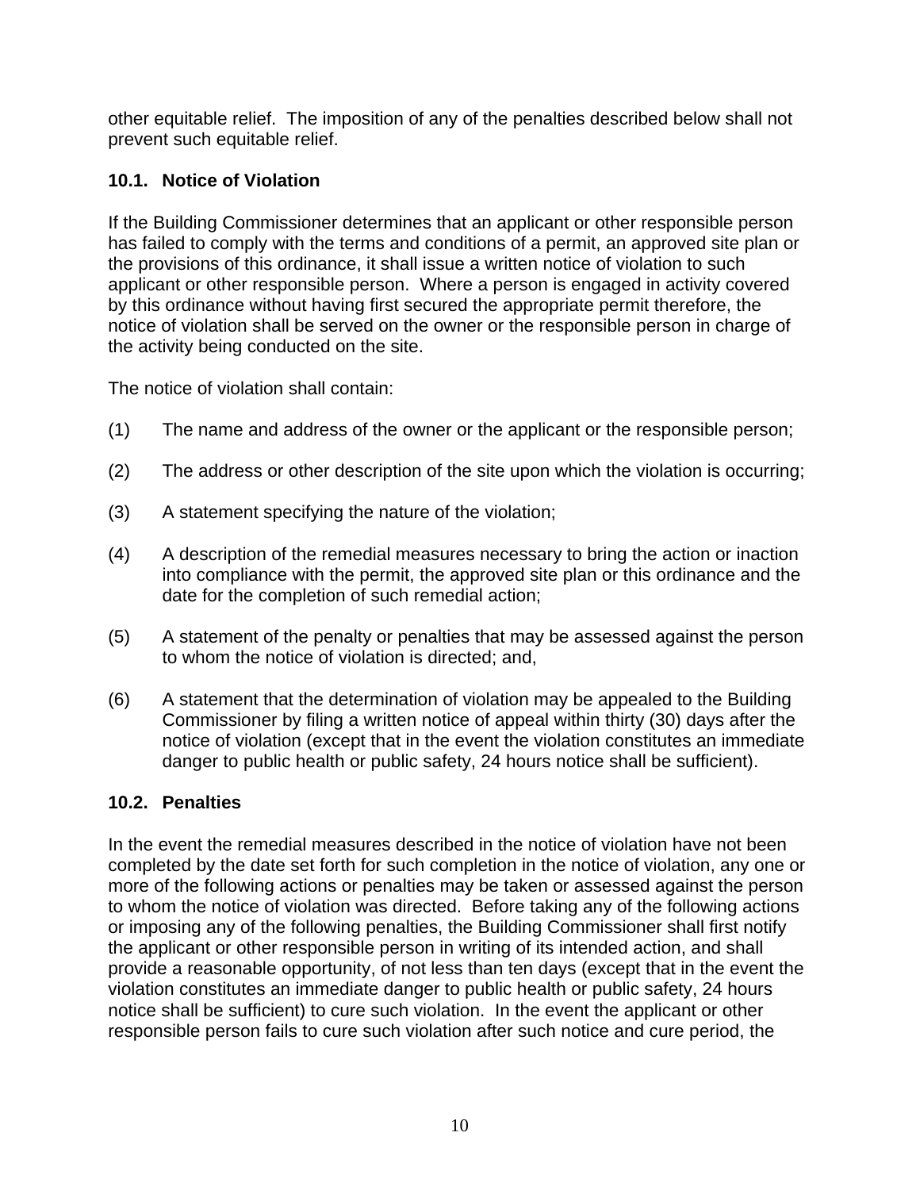other equitable relief. The imposition of any of the penalties described below shall not prevent such equitable relief.

### 10.1. Notice of Violation

If the Building Commissioner determines that an applicant or other responsible person has failed to comply with the terms and conditions of a permit, an approved site plan or the provisions of this ordinance, it shall issue a written notice of violation to such applicant or other responsible person. Where a person is engaged in activity covered by this ordinance without having first secured the appropriate permit therefore, the notice of violation shall be served on the owner or the responsible person in charge of the activity being conducted on the site.

The notice of violation shall contain:

(1) The name and address of the owner or the applicant or the responsible person;

(2) The address or other description of the site upon which the violation is occurring;

(3) A statement specifying the nature of the violation;

(4) A description of the remedial measures necessary to bring the action or inaction into compliance with the permit, the approved site plan or this ordinance and the date for the completion of such remedial action;

(5) A statement of the penalty or penalties that may be assessed against the person to whom the notice of violation is directed; and,

(6) A statement that the determination of violation may be appealed to the Building Commissioner by filing a written notice of appeal within thirty (30) days after the notice of violation (except that in the event the violation constitutes an immediate danger to public health or public safety, 24 hours notice shall be sufficient).

### 10.2. Penalties

In the event the remedial measures described in the notice of violation have not been completed by the date set forth for such completion in the notice of violation, any one or more of the following actions or penalties may be taken or assessed against the person to whom the notice of violation was directed. Before taking any of the following actions or imposing any of the following penalties, the Building Commissioner shall first notify the applicant or other responsible person in writing of its intended action, and shall provide a reasonable opportunity, of not less than ten days (except that in the event the violation constitutes an immediate danger to public health or public safety, 24 hours notice shall be sufficient) to cure such violation. In the event the applicant or other responsible person fails to cure such violation after such notice and cure period, the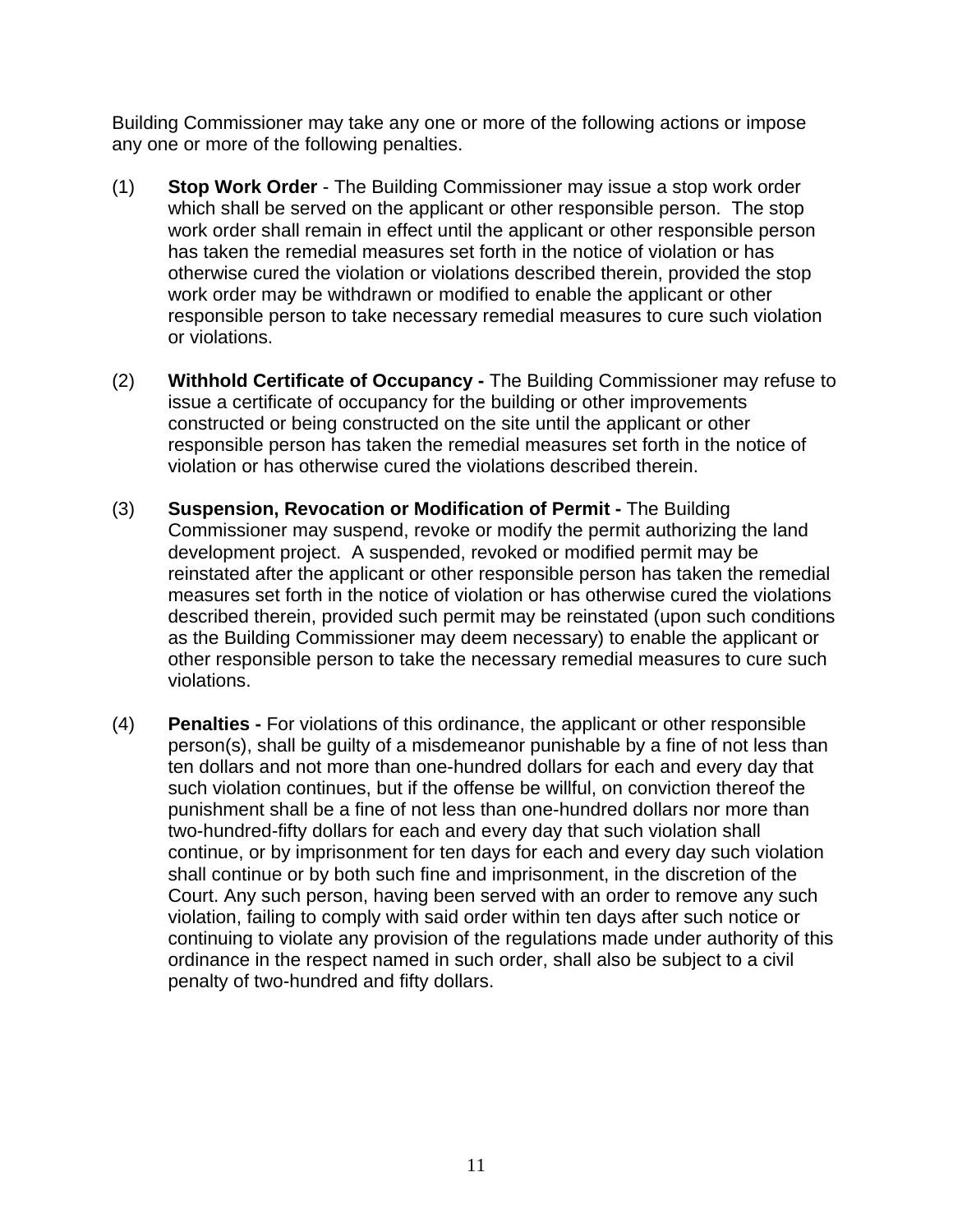Building Commissioner may take any one or more of the following actions or impose any one or more of the following penalties.

(1) **Stop Work Order** - The Building Commissioner may issue a stop work order which shall be served on the applicant or other responsible person. The stop work order shall remain in effect until the applicant or other responsible person has taken the remedial measures set forth in the notice of violation or has otherwise cured the violation or violations described therein, provided the stop work order may be withdrawn or modified to enable the applicant or other responsible person to take necessary remedial measures to cure such violation or violations.

(2) **Withhold Certificate of Occupancy -** The Building Commissioner may refuse to issue a certificate of occupancy for the building or other improvements constructed or being constructed on the site until the applicant or other responsible person has taken the remedial measures set forth in the notice of violation or has otherwise cured the violations described therein.

(3) **Suspension, Revocation or Modification of Permit -** The Building Commissioner may suspend, revoke or modify the permit authorizing the land development project. A suspended, revoked or modified permit may be reinstated after the applicant or other responsible person has taken the remedial measures set forth in the notice of violation or has otherwise cured the violations described therein, provided such permit may be reinstated (upon such conditions as the Building Commissioner may deem necessary) to enable the applicant or other responsible person to take the necessary remedial measures to cure such violations.

(4) **Penalties -** For violations of this ordinance, the applicant or other responsible person(s), shall be guilty of a misdemeanor punishable by a fine of not less than ten dollars and not more than one-hundred dollars for each and every day that such violation continues, but if the offense be willful, on conviction thereof the punishment shall be a fine of not less than one-hundred dollars nor more than two-hundred-fifty dollars for each and every day that such violation shall continue, or by imprisonment for ten days for each and every day such violation shall continue or by both such fine and imprisonment, in the discretion of the Court. Any such person, having been served with an order to remove any such violation, failing to comply with said order within ten days after such notice or continuing to violate any provision of the regulations made under authority of this ordinance in the respect named in such order, shall also be subject to a civil penalty of two-hundred and fifty dollars.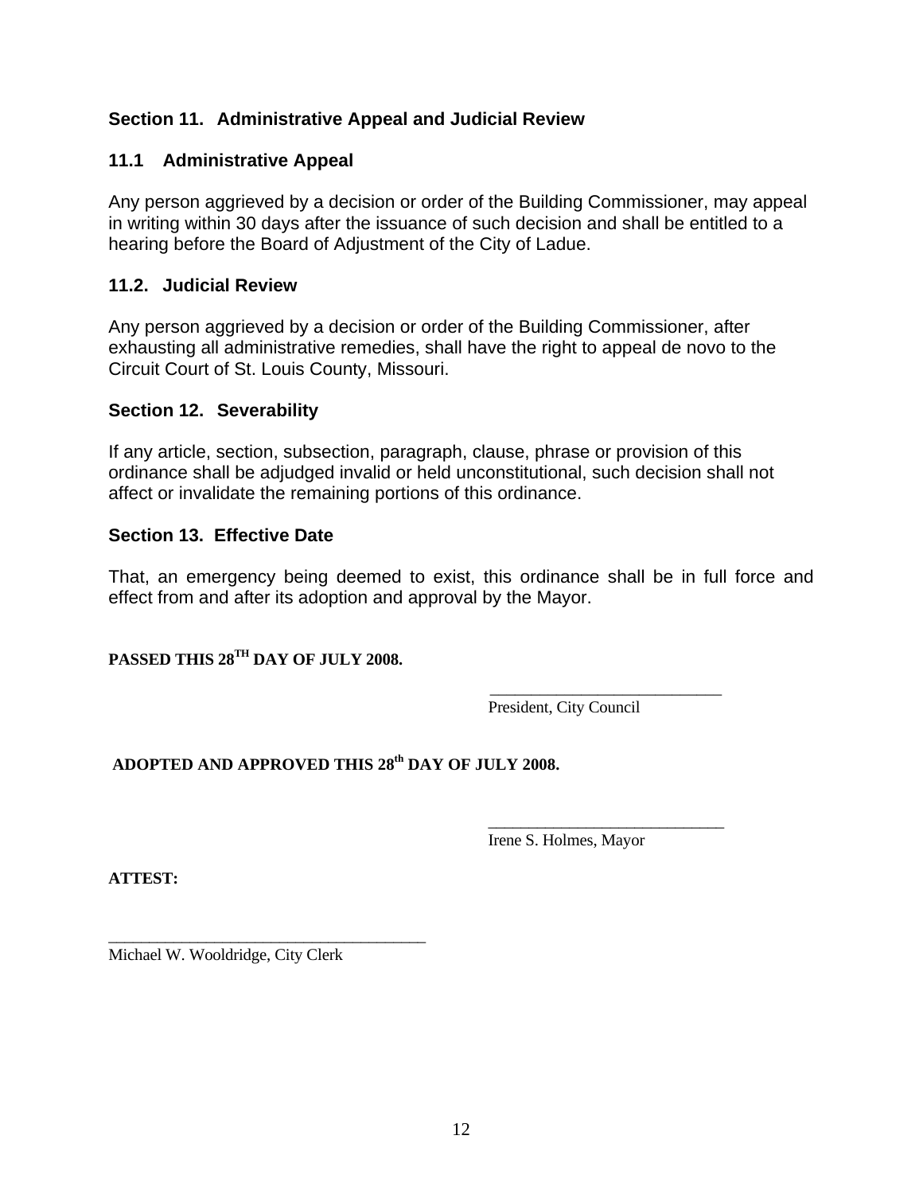## Section 11. Administrative Appeal and Judicial Review

### 11.1 Administrative Appeal

Any person aggrieved by a decision or order of the Building Commissioner, may appeal in writing within 30 days after the issuance of such decision and shall be entitled to a hearing before the Board of Adjustment of the City of Ladue.

### 11.2. Judicial Review

Any person aggrieved by a decision or order of the Building Commissioner, after exhausting all administrative remedies, shall have the right to appeal de novo to the Circuit Court of St. Louis County, Missouri.

## Section 12. Severability

If any article, section, subsection, paragraph, clause, phrase or provision of this ordinance shall be adjudged invalid or held unconstitutional, such decision shall not affect or invalidate the remaining portions of this ordinance.

## Section 13. Effective Date

That, an emergency being deemed to exist, this ordinance shall be in full force and effect from and after its adoption and approval by the Mayor.

**PASSED THIS 28TH DAY OF JULY 2008.**

\_\_\_\_\_\_\_\_\_\_\_\_\_\_\_\_\_\_\_\_\_\_\_\_\_\_\_\_\_
President, City Council

**ADOPTED AND APPROVED THIS 28th DAY OF JULY 2008.**

\_\_\_\_\_\_\_\_\_\_\_\_\_\_\_\_\_\_\_\_\_\_\_\_\_\_\_\_\_
Irene S. Holmes, Mayor

**ATTEST:**

\_\_\_\_\_\_\_\_\_\_\_\_\_\_\_\_\_\_\_\_\_\_\_\_\_\_\_\_\_\_\_\_\_\_\_\_\_\_\_\_
Michael W. Wooldridge, City Clerk